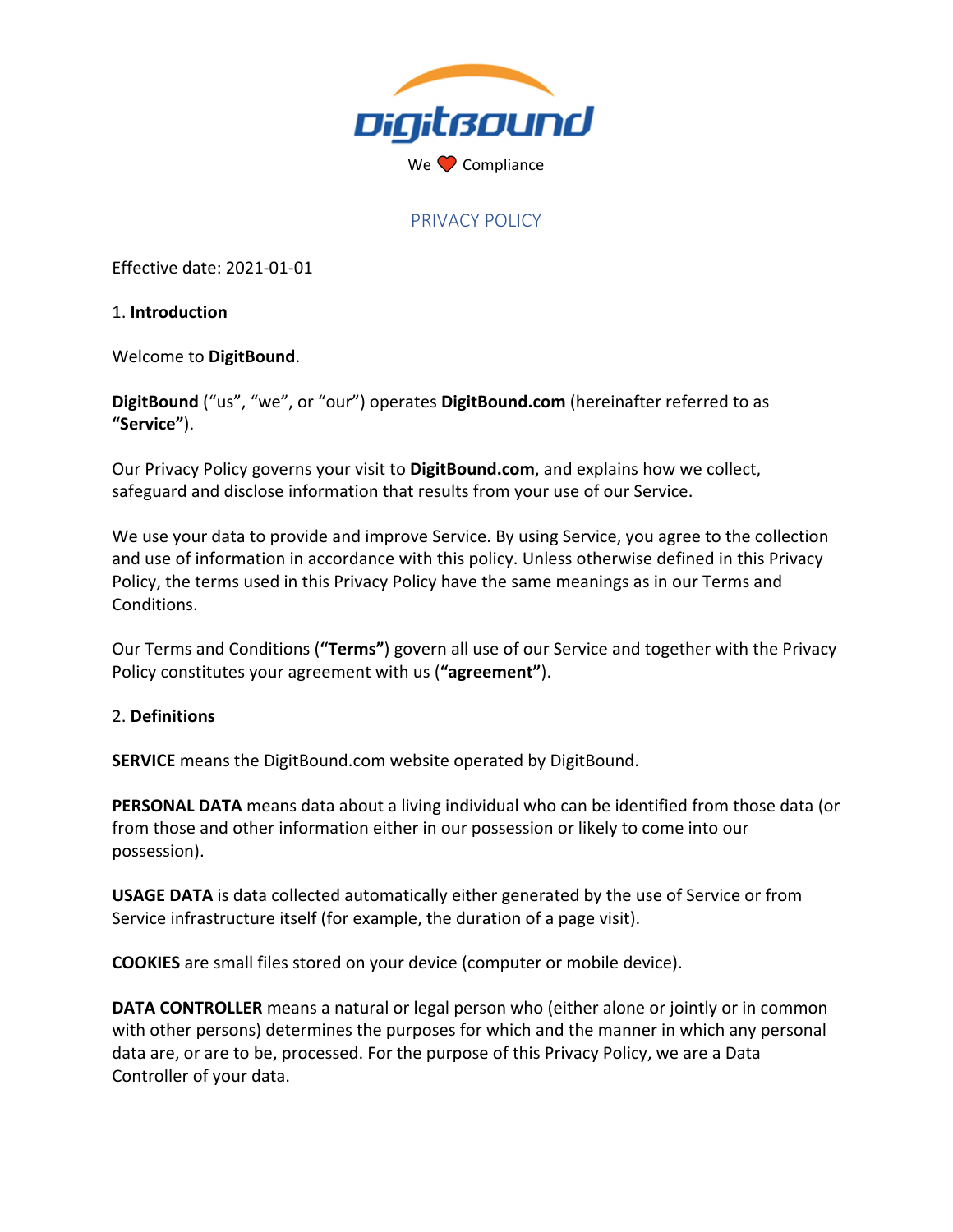DigitBound

We ❤ Compliance

# PRIVACY POLICY

Effective date: 2021-01-01

## 1. Introduction

Welcome to **DigitBound**.

**DigitBound** ("us", "we", or "our") operates **DigitBound.com** (hereinafter referred to as **"Service"**).

Our Privacy Policy governs your visit to **DigitBound.com**, and explains how we collect, safeguard and disclose information that results from your use of our Service.

We use your data to provide and improve Service. By using Service, you agree to the collection and use of information in accordance with this policy. Unless otherwise defined in this Privacy Policy, the terms used in this Privacy Policy have the same meanings as in our Terms and Conditions.

Our Terms and Conditions (**"Terms"**) govern all use of our Service and together with the Privacy Policy constitutes your agreement with us (**"agreement"**).

## 2. Definitions

**SERVICE** means the DigitBound.com website operated by DigitBound.

**PERSONAL DATA** means data about a living individual who can be identified from those data (or from those and other information either in our possession or likely to come into our possession).

**USAGE DATA** is data collected automatically either generated by the use of Service or from Service infrastructure itself (for example, the duration of a page visit).

**COOKIES** are small files stored on your device (computer or mobile device).

**DATA CONTROLLER** means a natural or legal person who (either alone or jointly or in common with other persons) determines the purposes for which and the manner in which any personal data are, or are to be, processed. For the purpose of this Privacy Policy, we are a Data Controller of your data.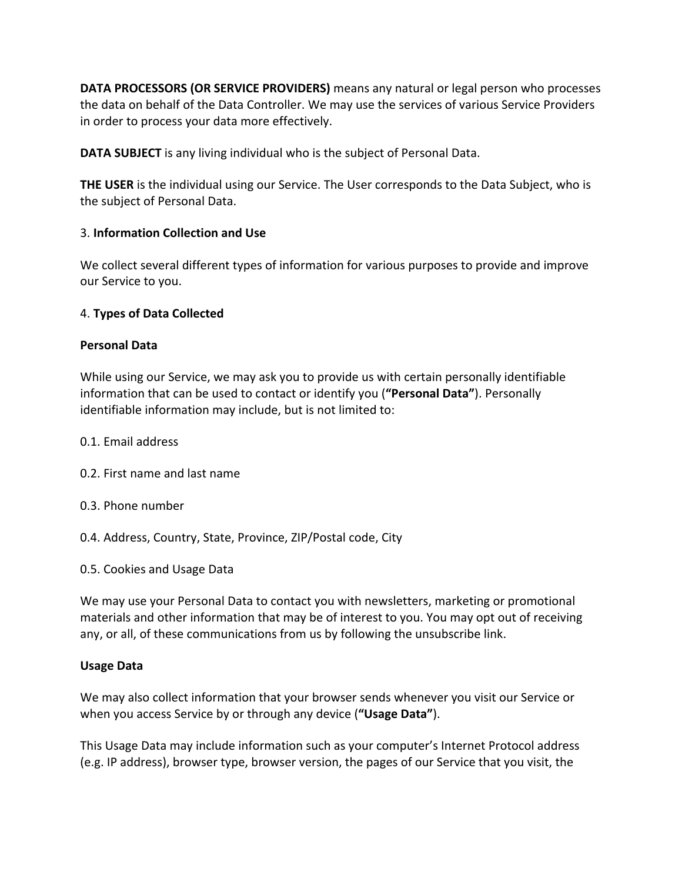**DATA PROCESSORS (OR SERVICE PROVIDERS)** means any natural or legal person who processes the data on behalf of the Data Controller. We may use the services of various Service Providers in order to process your data more effectively.

**DATA SUBJECT** is any living individual who is the subject of Personal Data.

**THE USER** is the individual using our Service. The User corresponds to the Data Subject, who is the subject of Personal Data.

3. **Information Collection and Use**

We collect several different types of information for various purposes to provide and improve our Service to you.

4. **Types of Data Collected**

**Personal Data**

While using our Service, we may ask you to provide us with certain personally identifiable information that can be used to contact or identify you (**"Personal Data"**). Personally identifiable information may include, but is not limited to:

0.1. Email address

0.2. First name and last name

0.3. Phone number

0.4. Address, Country, State, Province, ZIP/Postal code, City

0.5. Cookies and Usage Data

We may use your Personal Data to contact you with newsletters, marketing or promotional materials and other information that may be of interest to you. You may opt out of receiving any, or all, of these communications from us by following the unsubscribe link.

**Usage Data**

We may also collect information that your browser sends whenever you visit our Service or when you access Service by or through any device (**"Usage Data"**).

This Usage Data may include information such as your computer's Internet Protocol address (e.g. IP address), browser type, browser version, the pages of our Service that you visit, the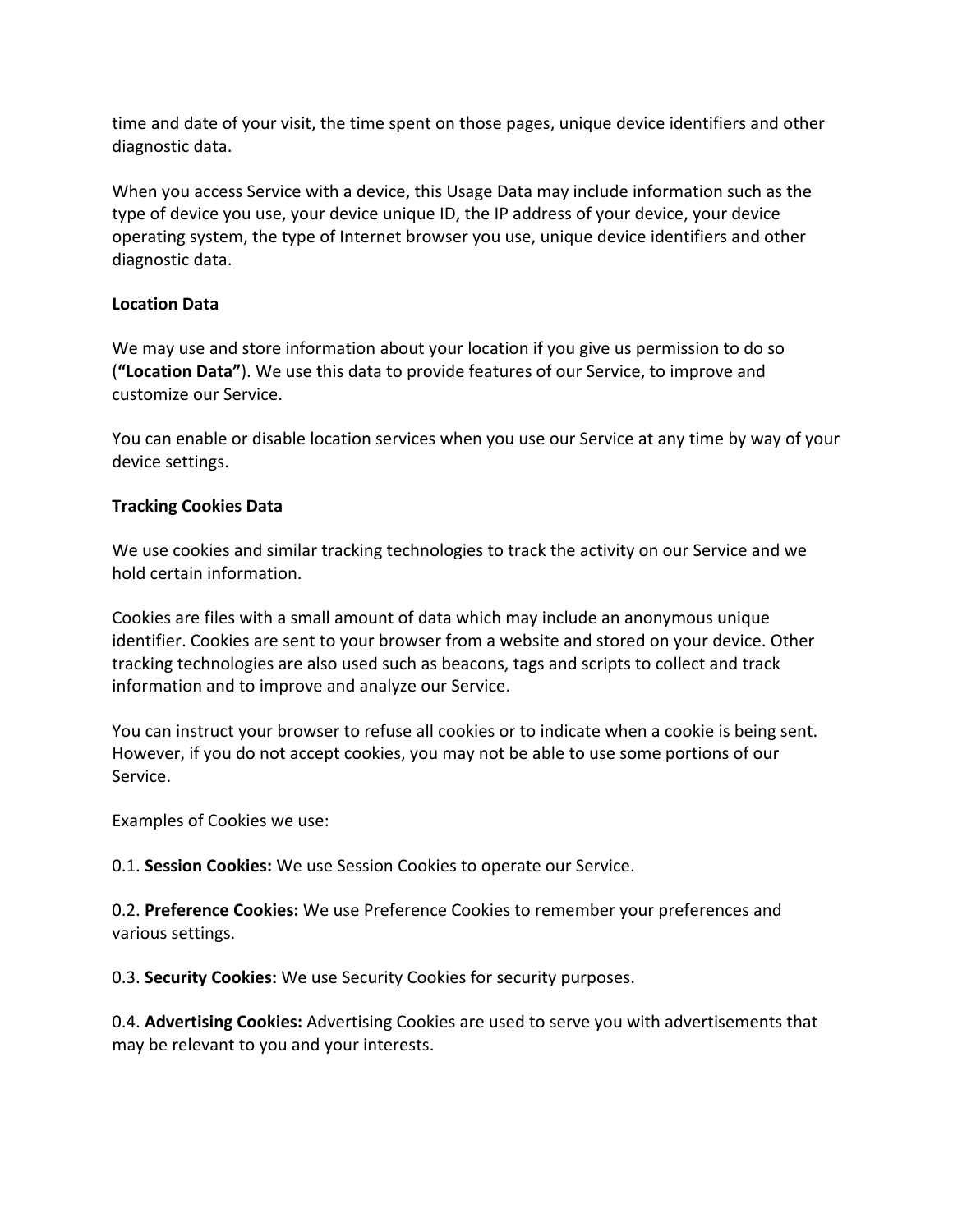time and date of your visit, the time spent on those pages, unique device identifiers and other diagnostic data.

When you access Service with a device, this Usage Data may include information such as the type of device you use, your device unique ID, the IP address of your device, your device operating system, the type of Internet browser you use, unique device identifiers and other diagnostic data.

**Location Data**

We may use and store information about your location if you give us permission to do so (**"Location Data"**). We use this data to provide features of our Service, to improve and customize our Service.

You can enable or disable location services when you use our Service at any time by way of your device settings.

**Tracking Cookies Data**

We use cookies and similar tracking technologies to track the activity on our Service and we hold certain information.

Cookies are files with a small amount of data which may include an anonymous unique identifier. Cookies are sent to your browser from a website and stored on your device. Other tracking technologies are also used such as beacons, tags and scripts to collect and track information and to improve and analyze our Service.

You can instruct your browser to refuse all cookies or to indicate when a cookie is being sent. However, if you do not accept cookies, you may not be able to use some portions of our Service.

Examples of Cookies we use:

0.1. **Session Cookies:** We use Session Cookies to operate our Service.

0.2. **Preference Cookies:** We use Preference Cookies to remember your preferences and various settings.

0.3. **Security Cookies:** We use Security Cookies for security purposes.

0.4. **Advertising Cookies:** Advertising Cookies are used to serve you with advertisements that may be relevant to you and your interests.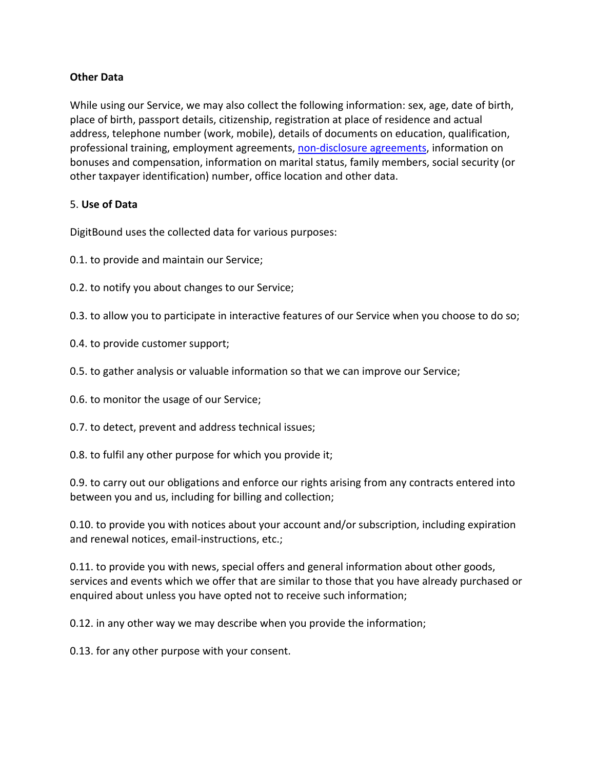**Other Data**

While using our Service, we may also collect the following information: sex, age, date of birth, place of birth, passport details, citizenship, registration at place of residence and actual address, telephone number (work, mobile), details of documents on education, qualification, professional training, employment agreements, non-disclosure agreements, information on bonuses and compensation, information on marital status, family members, social security (or other taxpayer identification) number, office location and other data.

5. **Use of Data**

DigitBound uses the collected data for various purposes:

0.1. to provide and maintain our Service;

0.2. to notify you about changes to our Service;

0.3. to allow you to participate in interactive features of our Service when you choose to do so;

0.4. to provide customer support;

0.5. to gather analysis or valuable information so that we can improve our Service;

0.6. to monitor the usage of our Service;

0.7. to detect, prevent and address technical issues;

0.8. to fulfil any other purpose for which you provide it;

0.9. to carry out our obligations and enforce our rights arising from any contracts entered into between you and us, including for billing and collection;

0.10. to provide you with notices about your account and/or subscription, including expiration and renewal notices, email-instructions, etc.;

0.11. to provide you with news, special offers and general information about other goods, services and events which we offer that are similar to those that you have already purchased or enquired about unless you have opted not to receive such information;

0.12. in any other way we may describe when you provide the information;

0.13. for any other purpose with your consent.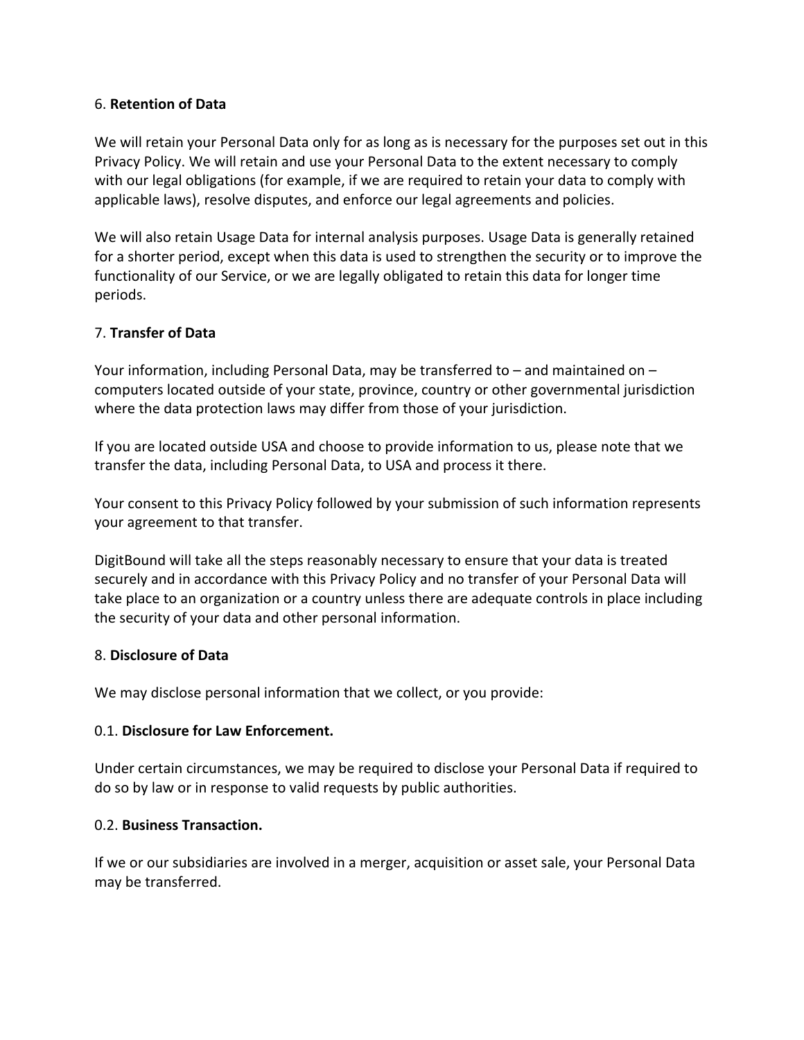6. **Retention of Data**

We will retain your Personal Data only for as long as is necessary for the purposes set out in this Privacy Policy. We will retain and use your Personal Data to the extent necessary to comply with our legal obligations (for example, if we are required to retain your data to comply with applicable laws), resolve disputes, and enforce our legal agreements and policies.

We will also retain Usage Data for internal analysis purposes. Usage Data is generally retained for a shorter period, except when this data is used to strengthen the security or to improve the functionality of our Service, or we are legally obligated to retain this data for longer time periods.

7. **Transfer of Data**

Your information, including Personal Data, may be transferred to – and maintained on – computers located outside of your state, province, country or other governmental jurisdiction where the data protection laws may differ from those of your jurisdiction.

If you are located outside USA and choose to provide information to us, please note that we transfer the data, including Personal Data, to USA and process it there.

Your consent to this Privacy Policy followed by your submission of such information represents your agreement to that transfer.

DigitBound will take all the steps reasonably necessary to ensure that your data is treated securely and in accordance with this Privacy Policy and no transfer of your Personal Data will take place to an organization or a country unless there are adequate controls in place including the security of your data and other personal information.

8. **Disclosure of Data**

We may disclose personal information that we collect, or you provide:

0.1. **Disclosure for Law Enforcement.**

Under certain circumstances, we may be required to disclose your Personal Data if required to do so by law or in response to valid requests by public authorities.

0.2. **Business Transaction.**

If we or our subsidiaries are involved in a merger, acquisition or asset sale, your Personal Data may be transferred.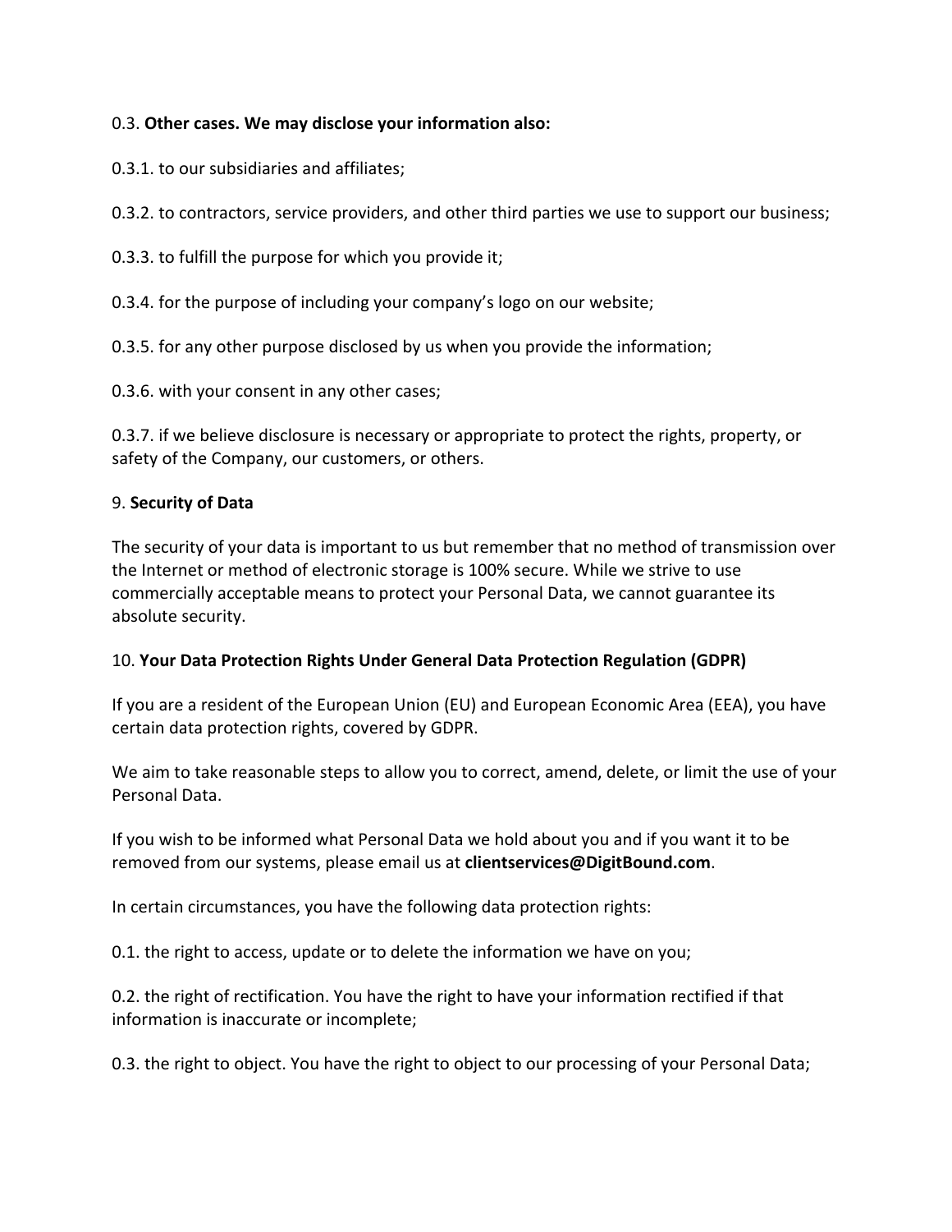0.3. **Other cases. We may disclose your information also:**

0.3.1. to our subsidiaries and affiliates;

0.3.2. to contractors, service providers, and other third parties we use to support our business;

0.3.3. to fulfill the purpose for which you provide it;

0.3.4. for the purpose of including your company's logo on our website;

0.3.5. for any other purpose disclosed by us when you provide the information;

0.3.6. with your consent in any other cases;

0.3.7. if we believe disclosure is necessary or appropriate to protect the rights, property, or safety of the Company, our customers, or others.

9. **Security of Data**

The security of your data is important to us but remember that no method of transmission over the Internet or method of electronic storage is 100% secure. While we strive to use commercially acceptable means to protect your Personal Data, we cannot guarantee its absolute security.

10. **Your Data Protection Rights Under General Data Protection Regulation (GDPR)**

If you are a resident of the European Union (EU) and European Economic Area (EEA), you have certain data protection rights, covered by GDPR.

We aim to take reasonable steps to allow you to correct, amend, delete, or limit the use of your Personal Data.

If you wish to be informed what Personal Data we hold about you and if you want it to be removed from our systems, please email us at **clientservices@DigitBound.com**.

In certain circumstances, you have the following data protection rights:

0.1. the right to access, update or to delete the information we have on you;

0.2. the right of rectification. You have the right to have your information rectified if that information is inaccurate or incomplete;

0.3. the right to object. You have the right to object to our processing of your Personal Data;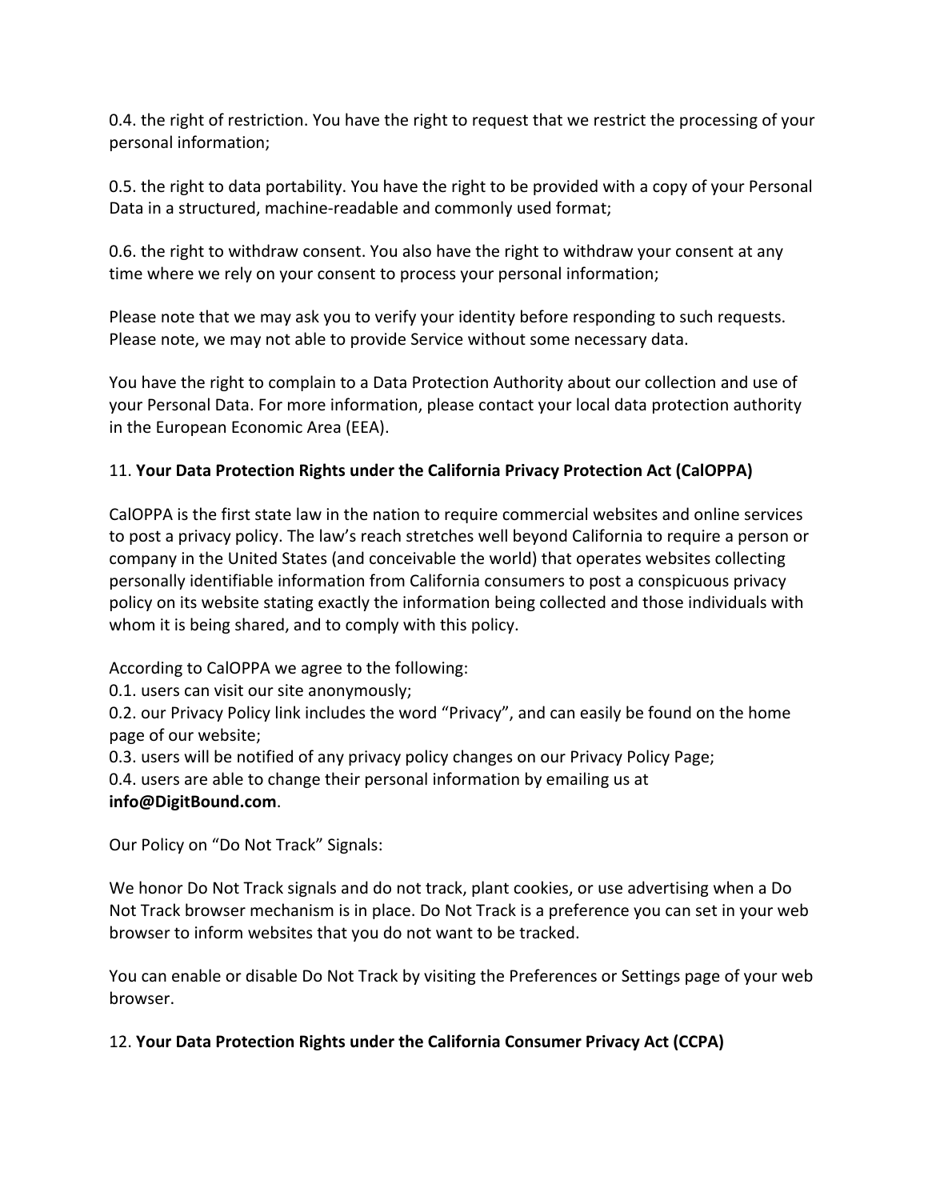0.4. the right of restriction. You have the right to request that we restrict the processing of your personal information;

0.5. the right to data portability. You have the right to be provided with a copy of your Personal Data in a structured, machine-readable and commonly used format;

0.6. the right to withdraw consent. You also have the right to withdraw your consent at any time where we rely on your consent to process your personal information;

Please note that we may ask you to verify your identity before responding to such requests. Please note, we may not able to provide Service without some necessary data.

You have the right to complain to a Data Protection Authority about our collection and use of your Personal Data. For more information, please contact your local data protection authority in the European Economic Area (EEA).

11. **Your Data Protection Rights under the California Privacy Protection Act (CalOPPA)**

CalOPPA is the first state law in the nation to require commercial websites and online services to post a privacy policy. The law's reach stretches well beyond California to require a person or company in the United States (and conceivable the world) that operates websites collecting personally identifiable information from California consumers to post a conspicuous privacy policy on its website stating exactly the information being collected and those individuals with whom it is being shared, and to comply with this policy.

According to CalOPPA we agree to the following:
0.1. users can visit our site anonymously;
0.2. our Privacy Policy link includes the word "Privacy", and can easily be found on the home page of our website;
0.3. users will be notified of any privacy policy changes on our Privacy Policy Page;
0.4. users are able to change their personal information by emailing us at **info@DigitBound.com**.

Our Policy on "Do Not Track" Signals:

We honor Do Not Track signals and do not track, plant cookies, or use advertising when a Do Not Track browser mechanism is in place. Do Not Track is a preference you can set in your web browser to inform websites that you do not want to be tracked.

You can enable or disable Do Not Track by visiting the Preferences or Settings page of your web browser.

12. **Your Data Protection Rights under the California Consumer Privacy Act (CCPA)**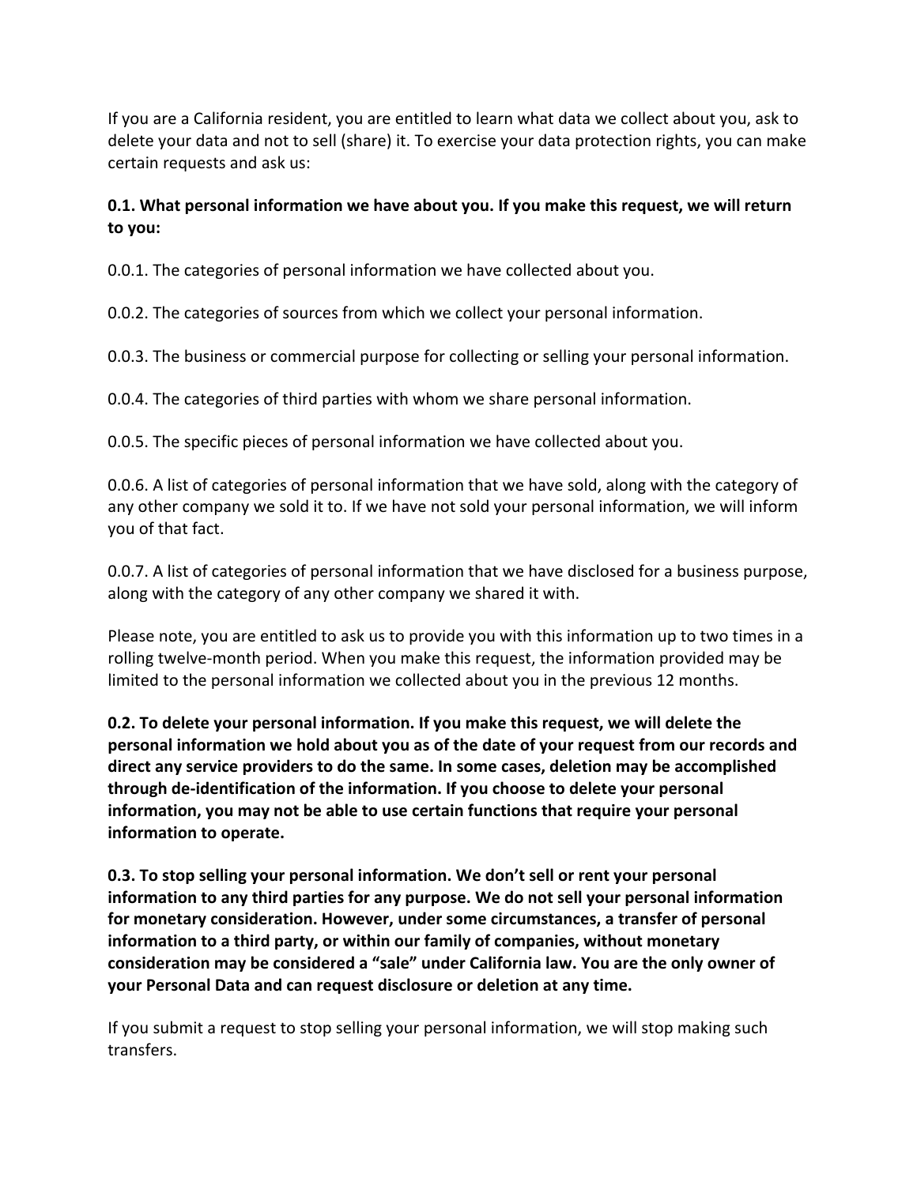If you are a California resident, you are entitled to learn what data we collect about you, ask to delete your data and not to sell (share) it. To exercise your data protection rights, you can make certain requests and ask us:

**0.1. What personal information we have about you. If you make this request, we will return to you:**

0.0.1. The categories of personal information we have collected about you.

0.0.2. The categories of sources from which we collect your personal information.

0.0.3. The business or commercial purpose for collecting or selling your personal information.

0.0.4. The categories of third parties with whom we share personal information.

0.0.5. The specific pieces of personal information we have collected about you.

0.0.6. A list of categories of personal information that we have sold, along with the category of any other company we sold it to. If we have not sold your personal information, we will inform you of that fact.

0.0.7. A list of categories of personal information that we have disclosed for a business purpose, along with the category of any other company we shared it with.

Please note, you are entitled to ask us to provide you with this information up to two times in a rolling twelve-month period. When you make this request, the information provided may be limited to the personal information we collected about you in the previous 12 months.

**0.2. To delete your personal information. If you make this request, we will delete the personal information we hold about you as of the date of your request from our records and direct any service providers to do the same. In some cases, deletion may be accomplished through de-identification of the information. If you choose to delete your personal information, you may not be able to use certain functions that require your personal information to operate.**

**0.3. To stop selling your personal information. We don't sell or rent your personal information to any third parties for any purpose. We do not sell your personal information for monetary consideration. However, under some circumstances, a transfer of personal information to a third party, or within our family of companies, without monetary consideration may be considered a "sale" under California law. You are the only owner of your Personal Data and can request disclosure or deletion at any time.**

If you submit a request to stop selling your personal information, we will stop making such transfers.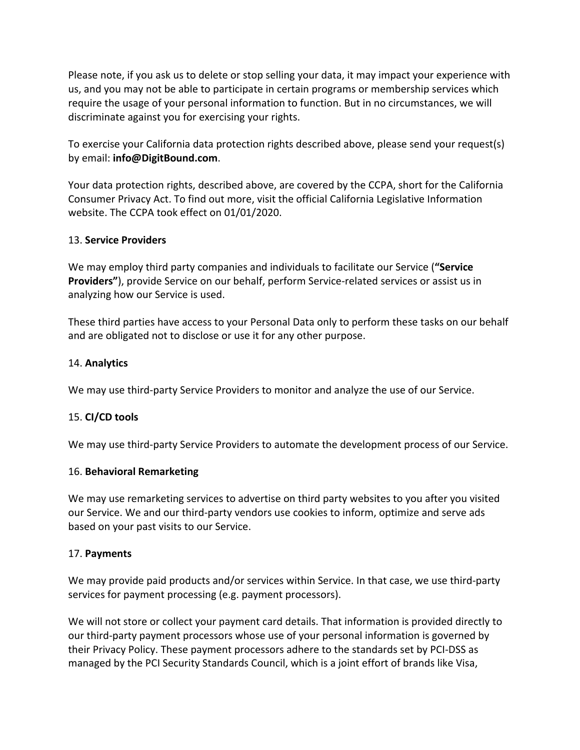Please note, if you ask us to delete or stop selling your data, it may impact your experience with us, and you may not be able to participate in certain programs or membership services which require the usage of your personal information to function. But in no circumstances, we will discriminate against you for exercising your rights.

To exercise your California data protection rights described above, please send your request(s) by email: **info@DigitBound.com**.

Your data protection rights, described above, are covered by the CCPA, short for the California Consumer Privacy Act. To find out more, visit the official California Legislative Information website. The CCPA took effect on 01/01/2020.

13. **Service Providers**

We may employ third party companies and individuals to facilitate our Service (**"Service Providers"**), provide Service on our behalf, perform Service-related services or assist us in analyzing how our Service is used.

These third parties have access to your Personal Data only to perform these tasks on our behalf and are obligated not to disclose or use it for any other purpose.

14. **Analytics**

We may use third-party Service Providers to monitor and analyze the use of our Service.

15. **CI/CD tools**

We may use third-party Service Providers to automate the development process of our Service.

16. **Behavioral Remarketing**

We may use remarketing services to advertise on third party websites to you after you visited our Service. We and our third-party vendors use cookies to inform, optimize and serve ads based on your past visits to our Service.

17. **Payments**

We may provide paid products and/or services within Service. In that case, we use third-party services for payment processing (e.g. payment processors).

We will not store or collect your payment card details. That information is provided directly to our third-party payment processors whose use of your personal information is governed by their Privacy Policy. These payment processors adhere to the standards set by PCI-DSS as managed by the PCI Security Standards Council, which is a joint effort of brands like Visa,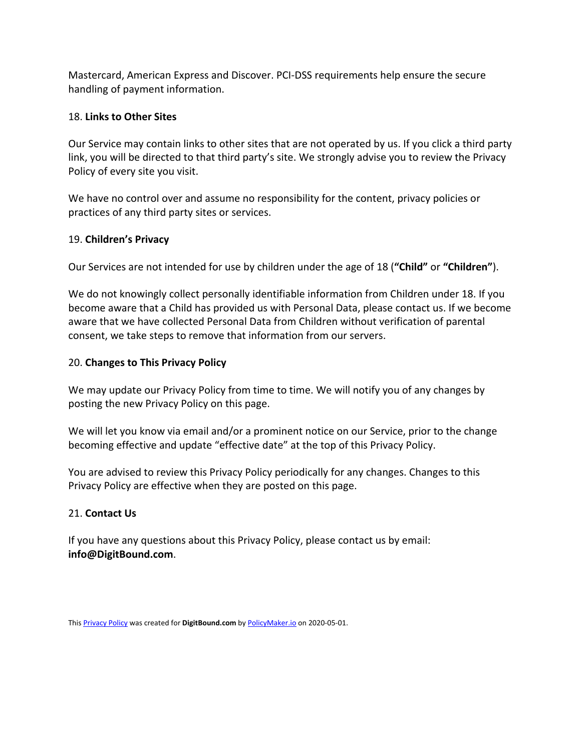Mastercard, American Express and Discover. PCI-DSS requirements help ensure the secure handling of payment information.

18. **Links to Other Sites**

Our Service may contain links to other sites that are not operated by us. If you click a third party link, you will be directed to that third party's site. We strongly advise you to review the Privacy Policy of every site you visit.

We have no control over and assume no responsibility for the content, privacy policies or practices of any third party sites or services.

19. **Children's Privacy**

Our Services are not intended for use by children under the age of 18 (**"Child"** or **"Children"**).

We do not knowingly collect personally identifiable information from Children under 18. If you become aware that a Child has provided us with Personal Data, please contact us. If we become aware that we have collected Personal Data from Children without verification of parental consent, we take steps to remove that information from our servers.

20. **Changes to This Privacy Policy**

We may update our Privacy Policy from time to time. We will notify you of any changes by posting the new Privacy Policy on this page.

We will let you know via email and/or a prominent notice on our Service, prior to the change becoming effective and update "effective date" at the top of this Privacy Policy.

You are advised to review this Privacy Policy periodically for any changes. Changes to this Privacy Policy are effective when they are posted on this page.

21. **Contact Us**

If you have any questions about this Privacy Policy, please contact us by email: **info@DigitBound.com**.

This Privacy Policy was created for **DigitBound.com** by PolicyMaker.io on 2020-05-01.